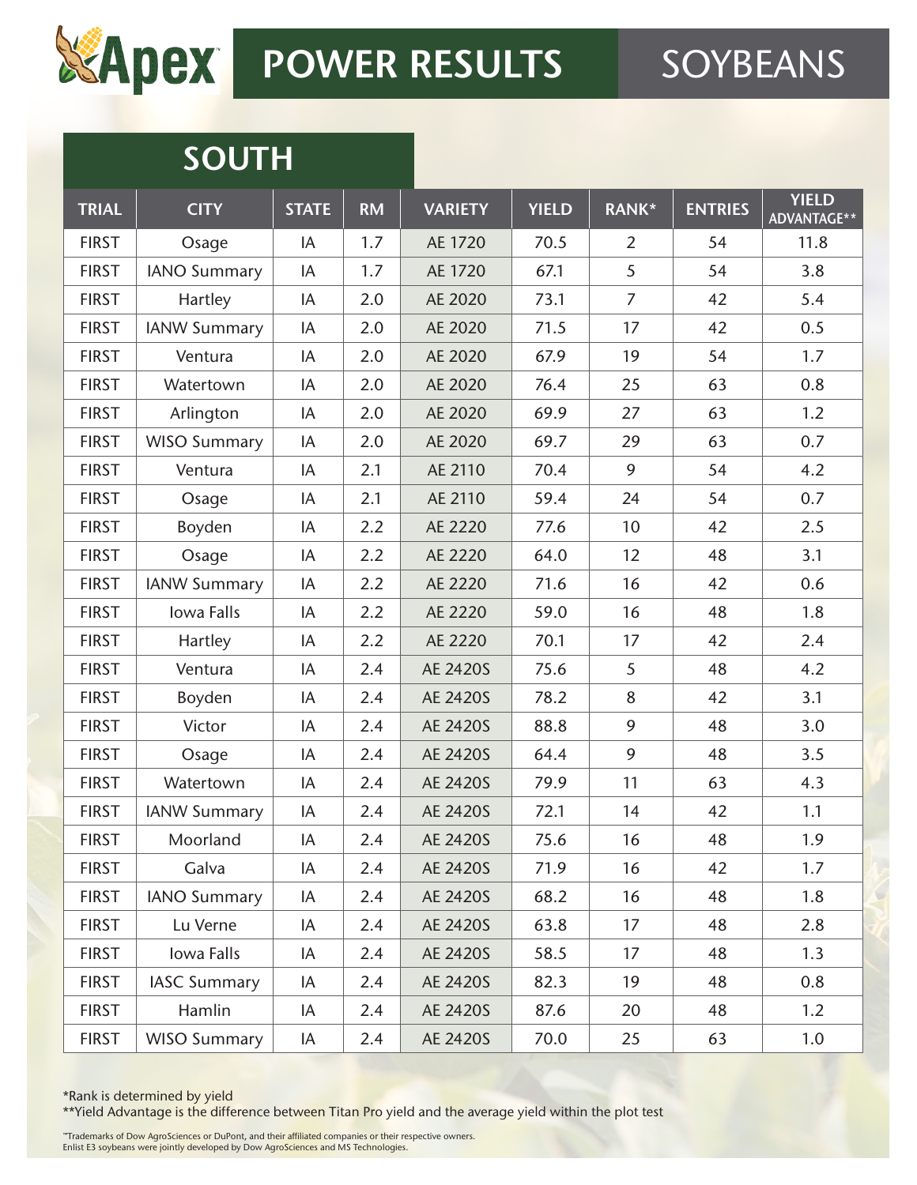# Apex POWER RESULTS SOYBEANS

## SOUTH

| TRIAL | CITY | STATE | RM | VARIETY | YIELD | RANK* | ENTRIES | YIELD ADVANTAGE** |
|---|---|---|---|---|---|---|---|---|
| FIRST | Osage | IA | 1.7 | AE 1720 | 70.5 | 2 | 54 | 11.8 |
| FIRST | IANO Summary | IA | 1.7 | AE 1720 | 67.1 | 5 | 54 | 3.8 |
| FIRST | Hartley | IA | 2.0 | AE 2020 | 73.1 | 7 | 42 | 5.4 |
| FIRST | IANW Summary | IA | 2.0 | AE 2020 | 71.5 | 17 | 42 | 0.5 |
| FIRST | Ventura | IA | 2.0 | AE 2020 | 67.9 | 19 | 54 | 1.7 |
| FIRST | Watertown | IA | 2.0 | AE 2020 | 76.4 | 25 | 63 | 0.8 |
| FIRST | Arlington | IA | 2.0 | AE 2020 | 69.9 | 27 | 63 | 1.2 |
| FIRST | WISO Summary | IA | 2.0 | AE 2020 | 69.7 | 29 | 63 | 0.7 |
| FIRST | Ventura | IA | 2.1 | AE 2110 | 70.4 | 9 | 54 | 4.2 |
| FIRST | Osage | IA | 2.1 | AE 2110 | 59.4 | 24 | 54 | 0.7 |
| FIRST | Boyden | IA | 2.2 | AE 2220 | 77.6 | 10 | 42 | 2.5 |
| FIRST | Osage | IA | 2.2 | AE 2220 | 64.0 | 12 | 48 | 3.1 |
| FIRST | IANW Summary | IA | 2.2 | AE 2220 | 71.6 | 16 | 42 | 0.6 |
| FIRST | Iowa Falls | IA | 2.2 | AE 2220 | 59.0 | 16 | 48 | 1.8 |
| FIRST | Hartley | IA | 2.2 | AE 2220 | 70.1 | 17 | 42 | 2.4 |
| FIRST | Ventura | IA | 2.4 | AE 2420S | 75.6 | 5 | 48 | 4.2 |
| FIRST | Boyden | IA | 2.4 | AE 2420S | 78.2 | 8 | 42 | 3.1 |
| FIRST | Victor | IA | 2.4 | AE 2420S | 88.8 | 9 | 48 | 3.0 |
| FIRST | Osage | IA | 2.4 | AE 2420S | 64.4 | 9 | 48 | 3.5 |
| FIRST | Watertown | IA | 2.4 | AE 2420S | 79.9 | 11 | 63 | 4.3 |
| FIRST | IANW Summary | IA | 2.4 | AE 2420S | 72.1 | 14 | 42 | 1.1 |
| FIRST | Moorland | IA | 2.4 | AE 2420S | 75.6 | 16 | 48 | 1.9 |
| FIRST | Galva | IA | 2.4 | AE 2420S | 71.9 | 16 | 42 | 1.7 |
| FIRST | IANO Summary | IA | 2.4 | AE 2420S | 68.2 | 16 | 48 | 1.8 |
| FIRST | Lu Verne | IA | 2.4 | AE 2420S | 63.8 | 17 | 48 | 2.8 |
| FIRST | Iowa Falls | IA | 2.4 | AE 2420S | 58.5 | 17 | 48 | 1.3 |
| FIRST | IASC Summary | IA | 2.4 | AE 2420S | 82.3 | 19 | 48 | 0.8 |
| FIRST | Hamlin | IA | 2.4 | AE 2420S | 87.6 | 20 | 48 | 1.2 |
| FIRST | WISO Summary | IA | 2.4 | AE 2420S | 70.0 | 25 | 63 | 1.0 |

*Rank is determined by yield

**Yield Advantage is the difference between Titan Pro yield and the average yield within the plot test

™Trademarks of Dow AgroSciences or DuPont, and their affiliated companies or their respective owners.
Enlist E3 soybeans were jointly developed by Dow AgroSciences and MS Technologies.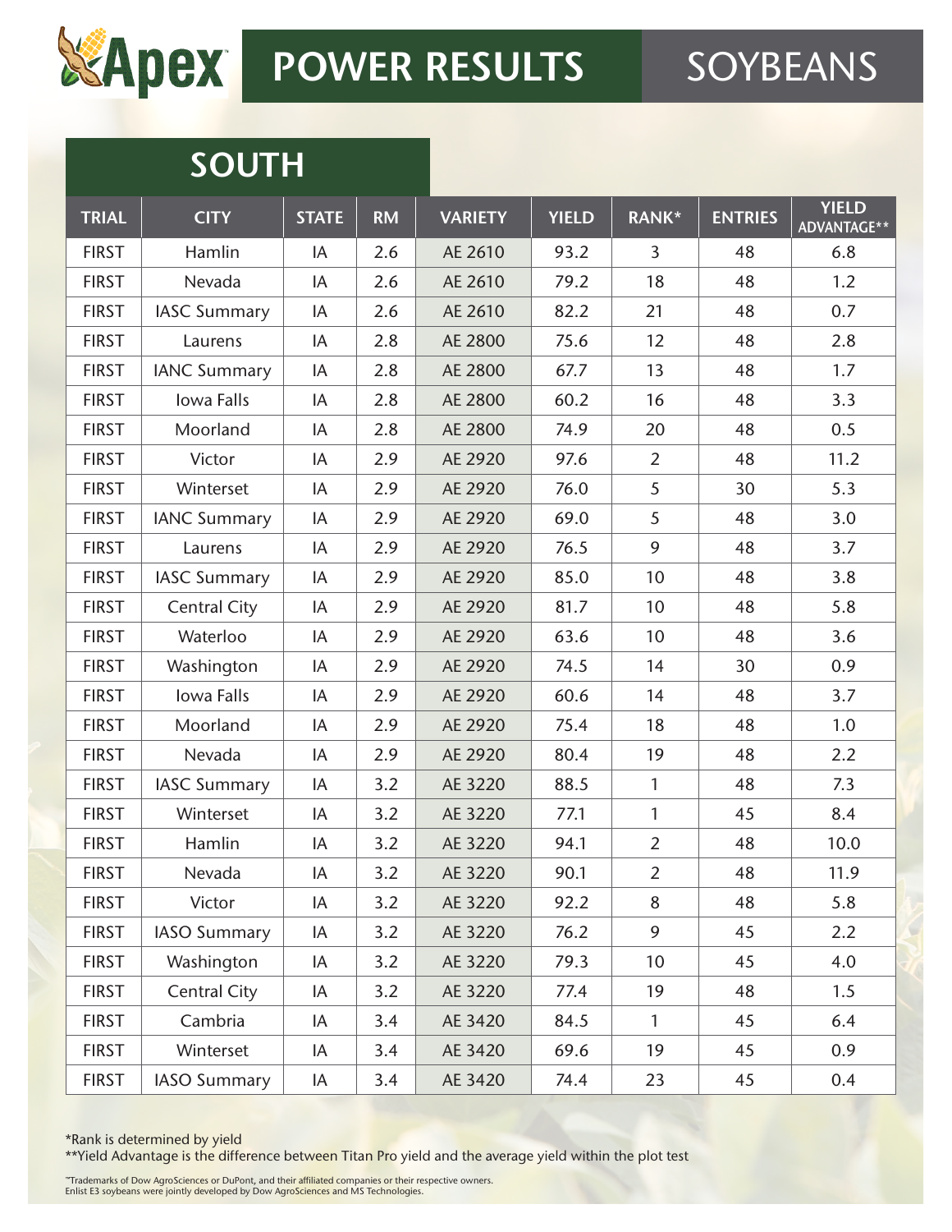# Apex POWER RESULTS SOYBEANS

## SOUTH

| TRIAL | CITY | STATE | RM | VARIETY | YIELD | RANK* | ENTRIES | YIELD ADVANTAGE** |
|---|---|---|---|---|---|---|---|---|
| FIRST | Hamlin | IA | 2.6 | AE 2610 | 93.2 | 3 | 48 | 6.8 |
| FIRST | Nevada | IA | 2.6 | AE 2610 | 79.2 | 18 | 48 | 1.2 |
| FIRST | IASC Summary | IA | 2.6 | AE 2610 | 82.2 | 21 | 48 | 0.7 |
| FIRST | Laurens | IA | 2.8 | AE 2800 | 75.6 | 12 | 48 | 2.8 |
| FIRST | IANC Summary | IA | 2.8 | AE 2800 | 67.7 | 13 | 48 | 1.7 |
| FIRST | Iowa Falls | IA | 2.8 | AE 2800 | 60.2 | 16 | 48 | 3.3 |
| FIRST | Moorland | IA | 2.8 | AE 2800 | 74.9 | 20 | 48 | 0.5 |
| FIRST | Victor | IA | 2.9 | AE 2920 | 97.6 | 2 | 48 | 11.2 |
| FIRST | Winterset | IA | 2.9 | AE 2920 | 76.0 | 5 | 30 | 5.3 |
| FIRST | IANC Summary | IA | 2.9 | AE 2920 | 69.0 | 5 | 48 | 3.0 |
| FIRST | Laurens | IA | 2.9 | AE 2920 | 76.5 | 9 | 48 | 3.7 |
| FIRST | IASC Summary | IA | 2.9 | AE 2920 | 85.0 | 10 | 48 | 3.8 |
| FIRST | Central City | IA | 2.9 | AE 2920 | 81.7 | 10 | 48 | 5.8 |
| FIRST | Waterloo | IA | 2.9 | AE 2920 | 63.6 | 10 | 48 | 3.6 |
| FIRST | Washington | IA | 2.9 | AE 2920 | 74.5 | 14 | 30 | 0.9 |
| FIRST | Iowa Falls | IA | 2.9 | AE 2920 | 60.6 | 14 | 48 | 3.7 |
| FIRST | Moorland | IA | 2.9 | AE 2920 | 75.4 | 18 | 48 | 1.0 |
| FIRST | Nevada | IA | 2.9 | AE 2920 | 80.4 | 19 | 48 | 2.2 |
| FIRST | IASC Summary | IA | 3.2 | AE 3220 | 88.5 | 1 | 48 | 7.3 |
| FIRST | Winterset | IA | 3.2 | AE 3220 | 77.1 | 1 | 45 | 8.4 |
| FIRST | Hamlin | IA | 3.2 | AE 3220 | 94.1 | 2 | 48 | 10.0 |
| FIRST | Nevada | IA | 3.2 | AE 3220 | 90.1 | 2 | 48 | 11.9 |
| FIRST | Victor | IA | 3.2 | AE 3220 | 92.2 | 8 | 48 | 5.8 |
| FIRST | IASO Summary | IA | 3.2 | AE 3220 | 76.2 | 9 | 45 | 2.2 |
| FIRST | Washington | IA | 3.2 | AE 3220 | 79.3 | 10 | 45 | 4.0 |
| FIRST | Central City | IA | 3.2 | AE 3220 | 77.4 | 19 | 48 | 1.5 |
| FIRST | Cambria | IA | 3.4 | AE 3420 | 84.5 | 1 | 45 | 6.4 |
| FIRST | Winterset | IA | 3.4 | AE 3420 | 69.6 | 19 | 45 | 0.9 |
| FIRST | IASO Summary | IA | 3.4 | AE 3420 | 74.4 | 23 | 45 | 0.4 |

*Rank is determined by yield
**Yield Advantage is the difference between Titan Pro yield and the average yield within the plot test

™Trademarks of Dow AgroSciences or DuPont, and their affiliated companies or their respective owners.
Enlist E3 soybeans were jointly developed by Dow AgroSciences and MS Technologies.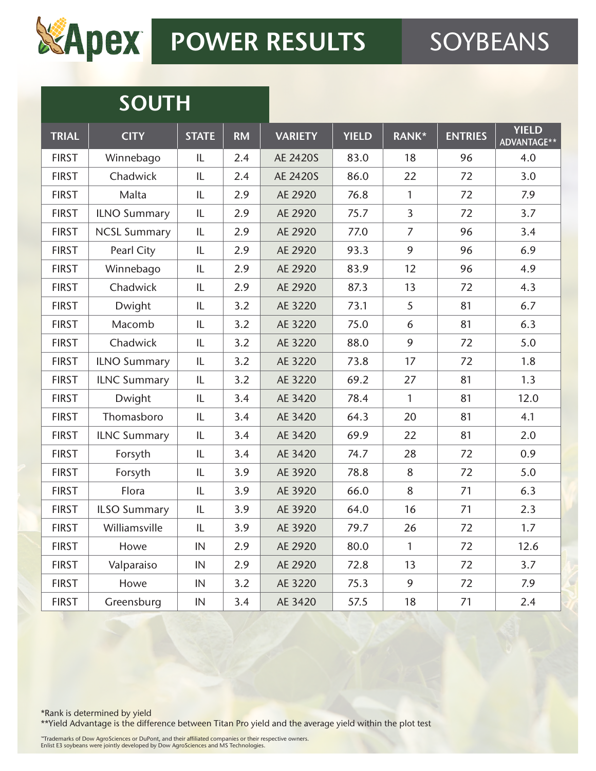# Apex POWER RESULTS SOYBEANS

## SOUTH

| TRIAL | CITY | STATE | RM | VARIETY | YIELD | RANK* | ENTRIES | YIELD ADVANTAGE** |
|---|---|---|---|---|---|---|---|---|
| FIRST | Winnebago | IL | 2.4 | AE 2420S | 83.0 | 18 | 96 | 4.0 |
| FIRST | Chadwick | IL | 2.4 | AE 2420S | 86.0 | 22 | 72 | 3.0 |
| FIRST | Malta | IL | 2.9 | AE 2920 | 76.8 | 1 | 72 | 7.9 |
| FIRST | ILNO Summary | IL | 2.9 | AE 2920 | 75.7 | 3 | 72 | 3.7 |
| FIRST | NCSL Summary | IL | 2.9 | AE 2920 | 77.0 | 7 | 96 | 3.4 |
| FIRST | Pearl City | IL | 2.9 | AE 2920 | 93.3 | 9 | 96 | 6.9 |
| FIRST | Winnebago | IL | 2.9 | AE 2920 | 83.9 | 12 | 96 | 4.9 |
| FIRST | Chadwick | IL | 2.9 | AE 2920 | 87.3 | 13 | 72 | 4.3 |
| FIRST | Dwight | IL | 3.2 | AE 3220 | 73.1 | 5 | 81 | 6.7 |
| FIRST | Macomb | IL | 3.2 | AE 3220 | 75.0 | 6 | 81 | 6.3 |
| FIRST | Chadwick | IL | 3.2 | AE 3220 | 88.0 | 9 | 72 | 5.0 |
| FIRST | ILNO Summary | IL | 3.2 | AE 3220 | 73.8 | 17 | 72 | 1.8 |
| FIRST | ILNC Summary | IL | 3.2 | AE 3220 | 69.2 | 27 | 81 | 1.3 |
| FIRST | Dwight | IL | 3.4 | AE 3420 | 78.4 | 1 | 81 | 12.0 |
| FIRST | Thomasboro | IL | 3.4 | AE 3420 | 64.3 | 20 | 81 | 4.1 |
| FIRST | ILNC Summary | IL | 3.4 | AE 3420 | 69.9 | 22 | 81 | 2.0 |
| FIRST | Forsyth | IL | 3.4 | AE 3420 | 74.7 | 28 | 72 | 0.9 |
| FIRST | Forsyth | IL | 3.9 | AE 3920 | 78.8 | 8 | 72 | 5.0 |
| FIRST | Flora | IL | 3.9 | AE 3920 | 66.0 | 8 | 71 | 6.3 |
| FIRST | ILSO Summary | IL | 3.9 | AE 3920 | 64.0 | 16 | 71 | 2.3 |
| FIRST | Williamsville | IL | 3.9 | AE 3920 | 79.7 | 26 | 72 | 1.7 |
| FIRST | Howe | IN | 2.9 | AE 2920 | 80.0 | 1 | 72 | 12.6 |
| FIRST | Valparaiso | IN | 2.9 | AE 2920 | 72.8 | 13 | 72 | 3.7 |
| FIRST | Howe | IN | 3.2 | AE 3220 | 75.3 | 9 | 72 | 7.9 |
| FIRST | Greensburg | IN | 3.4 | AE 3420 | 57.5 | 18 | 71 | 2.4 |

*Rank is determined by yield
**Yield Advantage is the difference between Titan Pro yield and the average yield within the plot test

™Trademarks of Dow AgroSciences or DuPont, and their affiliated companies or their respective owners.
Enlist E3 soybeans were jointly developed by Dow AgroSciences and MS Technologies.